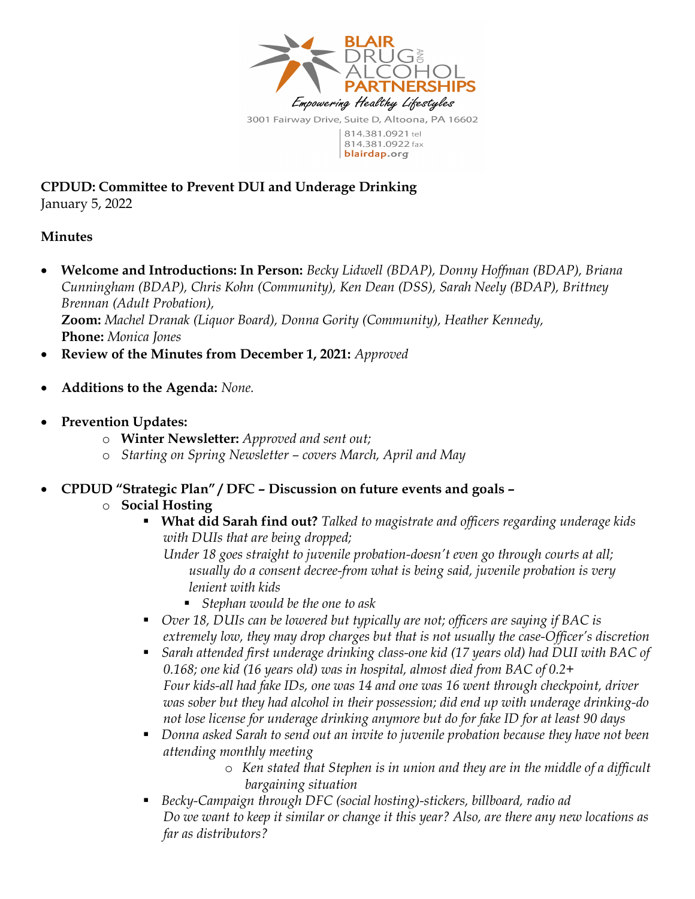BLAIR DRUG AND ALCOHOL PARTNERSHIPS

*Empowering Healthy Lifestyles*

3001 Fairway Drive, Suite D, Altoona, PA 16602

814.381.0921 tel
814.381.0922 fax
blairdap.org

**CPDUD: Committee to Prevent DUI and Underage Drinking**
January 5, 2022

**Minutes**

- **Welcome and Introductions: In Person:** *Becky Lidwell (BDAP), Donny Hoffman (BDAP), Briana Cunningham (BDAP), Chris Kohn (Community), Ken Dean (DSS), Sarah Neely (BDAP), Brittney Brennan (Adult Probation),*
  **Zoom:** *Machel Dranak (Liquor Board), Donna Gority (Community), Heather Kennedy,*
  **Phone:** *Monica Jones*
- **Review of the Minutes from December 1, 2021:** *Approved*
- **Additions to the Agenda:** *None.*
- **Prevention Updates:**
  - **Winter Newsletter:** *Approved and sent out;*
  - *Starting on Spring Newsletter – covers March, April and May*
- **CPDUD "Strategic Plan" / DFC – Discussion on future events and goals –**
  - **Social Hosting**
    - **What did Sarah find out?** *Talked to magistrate and officers regarding underage kids with DUIs that are being dropped;*
      *Under 18 goes straight to juvenile probation-doesn't even go through courts at all; usually do a consent decree-from what is being said, juvenile probation is very lenient with kids*
      - *Stephan would be the one to ask*
    - *Over 18, DUIs can be lowered but typically are not; officers are saying if BAC is extremely low, they may drop charges but that is not usually the case-Officer's discretion*
    - *Sarah attended first underage drinking class-one kid (17 years old) had DUI with BAC of 0.168; one kid (16 years old) was in hospital, almost died from BAC of 0.2+*
      *Four kids-all had fake IDs, one was 14 and one was 16 went through checkpoint, driver was sober but they had alcohol in their possession; did end up with underage drinking-do not lose license for underage drinking anymore but do for fake ID for at least 90 days*
    - *Donna asked Sarah to send out an invite to juvenile probation because they have not been attending monthly meeting*
      - *Ken stated that Stephen is in union and they are in the middle of a difficult bargaining situation*
    - *Becky-Campaign through DFC (social hosting)-stickers, billboard, radio ad*
      *Do we want to keep it similar or change it this year? Also, are there any new locations as far as distributors?*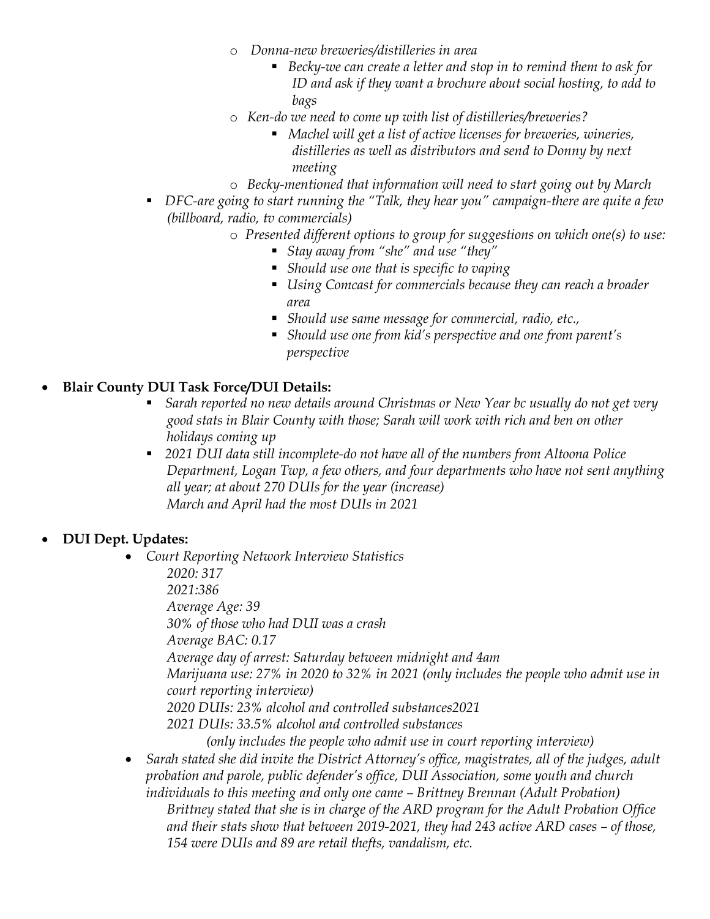- *Donna-new breweries/distilleries in area*
        - *Becky-we can create a letter and stop in to remind them to ask for ID and ask if they want a brochure about social hosting, to add to bags*
    - *Ken-do we need to come up with list of distilleries/breweries?*
        - *Machel will get a list of active licenses for breweries, wineries, distilleries as well as distributors and send to Donny by next meeting*
    - *Becky-mentioned that information will need to start going out by March*
- *DFC-are going to start running the "Talk, they hear you" campaign-there are quite a few (billboard, radio, tv commercials)*
    - *Presented different options to group for suggestions on which one(s) to use:*
        - *Stay away from "she" and use "they"*
        - *Should use one that is specific to vaping*
        - *Using Comcast for commercials because they can reach a broader area*
        - *Should use same message for commercial, radio, etc.,*
        - *Should use one from kid's perspective and one from parent's perspective*

- **Blair County DUI Task Force/DUI Details:**
    - *Sarah reported no new details around Christmas or New Year bc usually do not get very good stats in Blair County with those; Sarah will work with rich and ben on other holidays coming up*
    - *2021 DUI data still incomplete-do not have all of the numbers from Altoona Police Department, Logan Twp, a few others, and four departments who have not sent anything all year; at about 270 DUIs for the year (increase)*
      *March and April had the most DUIs in 2021*

- **DUI Dept. Updates:**
    - *Court Reporting Network Interview Statistics*
      *2020: 317*
      *2021:386*
      *Average Age: 39*
      *30% of those who had DUI was a crash*
      *Average BAC: 0.17*
      *Average day of arrest: Saturday between midnight and 4am*
      *Marijuana use: 27% in 2020 to 32% in 2021 (only includes the people who admit use in court reporting interview)*
      *2020 DUIs: 23% alcohol and controlled substances2021*
      *2021 DUIs: 33.5% alcohol and controlled substances*
      *(only includes the people who admit use in court reporting interview)*
    - *Sarah stated she did invite the District Attorney's office, magistrates, all of the judges, adult probation and parole, public defender's office, DUI Association, some youth and church individuals to this meeting and only one came – Brittney Brennan (Adult Probation)*
      *Brittney stated that she is in charge of the ARD program for the Adult Probation Office and their stats show that between 2019-2021, they had 243 active ARD cases – of those, 154 were DUIs and 89 are retail thefts, vandalism, etc.*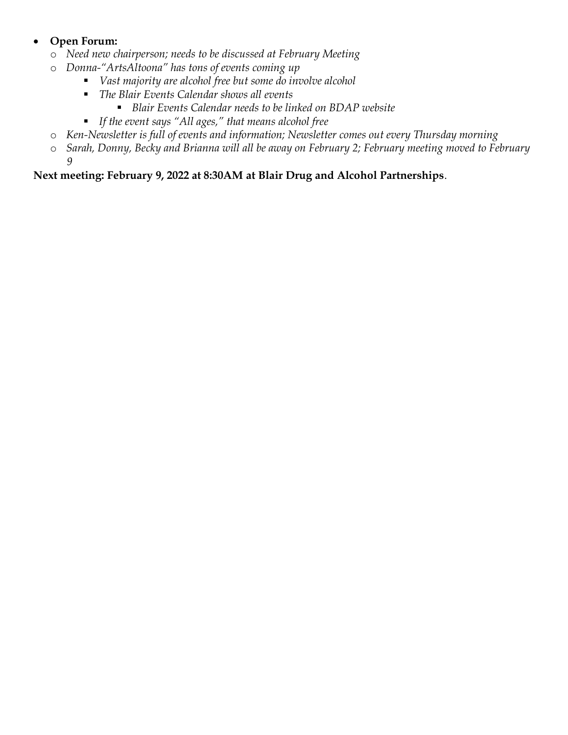- **Open Forum:**
    - *Need new chairperson; needs to be discussed at February Meeting*
    - *Donna-"ArtsAltoona" has tons of events coming up*
        - *Vast majority are alcohol free but some do involve alcohol*
        - *The Blair Events Calendar shows all events*
            - *Blair Events Calendar needs to be linked on BDAP website*
        - *If the event says "All ages," that means alcohol free*
    - *Ken-Newsletter is full of events and information; Newsletter comes out every Thursday morning*
    - *Sarah, Donny, Becky and Brianna will all be away on February 2; February meeting moved to February 9*

**Next meeting: February 9, 2022 at 8:30AM at Blair Drug and Alcohol Partnerships**.